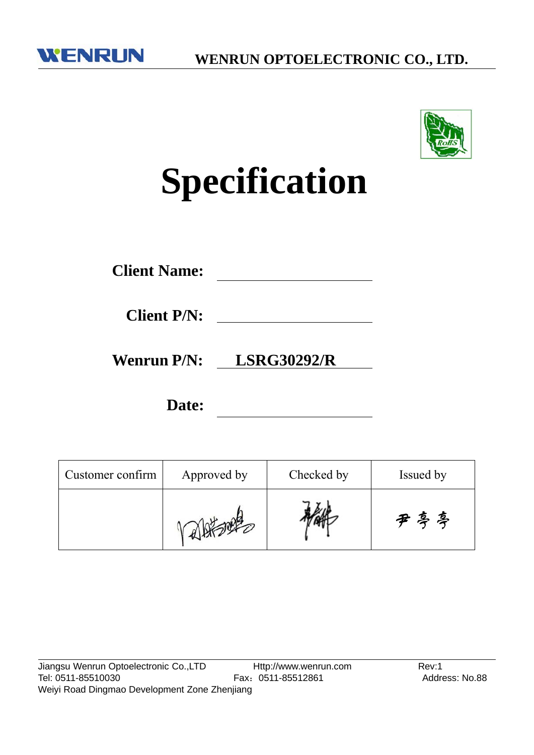WENRUN OPTOELECTRONIC CO., LTD.

# Specification

**Client Name:** ____________________

**Client P/N:** ____________________

**Wenrun P/N:** LSRG30292/R

**Date:** ____________________

| Customer confirm | Approved by | Checked by | Issued by |
|---|---|---|---|
| | | | 尹亭亭 |

Jiangsu Wenrun Optoelectronic Co.,LTD　　Http://www.wenrun.com　　Rev:1
Tel: 0511-85510030　　Fax：0511-85512861　　Address: No.88
Weiyi Road Dingmao Development Zone Zhenjiang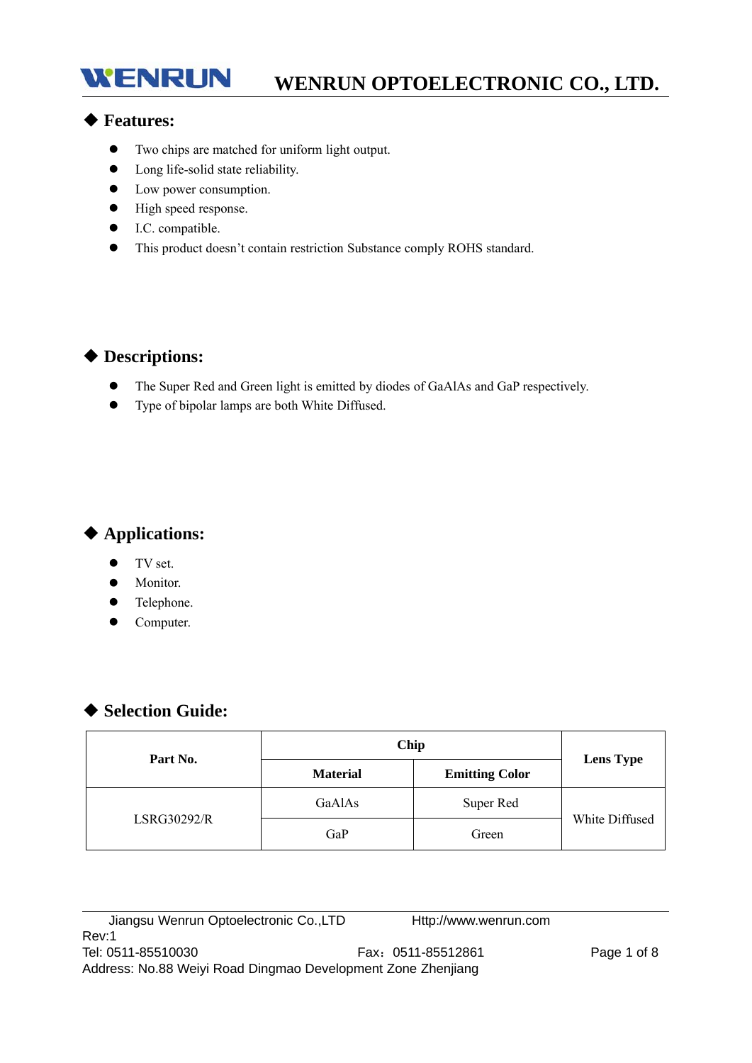## ◆ Features:

- Two chips are matched for uniform light output.
- Long life-solid state reliability.
- Low power consumption.
- High speed response.
- I.C. compatible.
- This product doesn't contain restriction Substance comply ROHS standard.

## ◆ Descriptions:

- The Super Red and Green light is emitted by diodes of GaAlAs and GaP respectively.
- Type of bipolar lamps are both White Diffused.

## ◆ Applications:

- TV set.
- Monitor.
- Telephone.
- Computer.

## ◆ Selection Guide:

| Part No. | Chip | | Lens Type |
|---|---|---|---|
| | Material | Emitting Color | |
| LSRG30292/R | GaAlAs | Super Red | White Diffused |
| | GaP | Green | |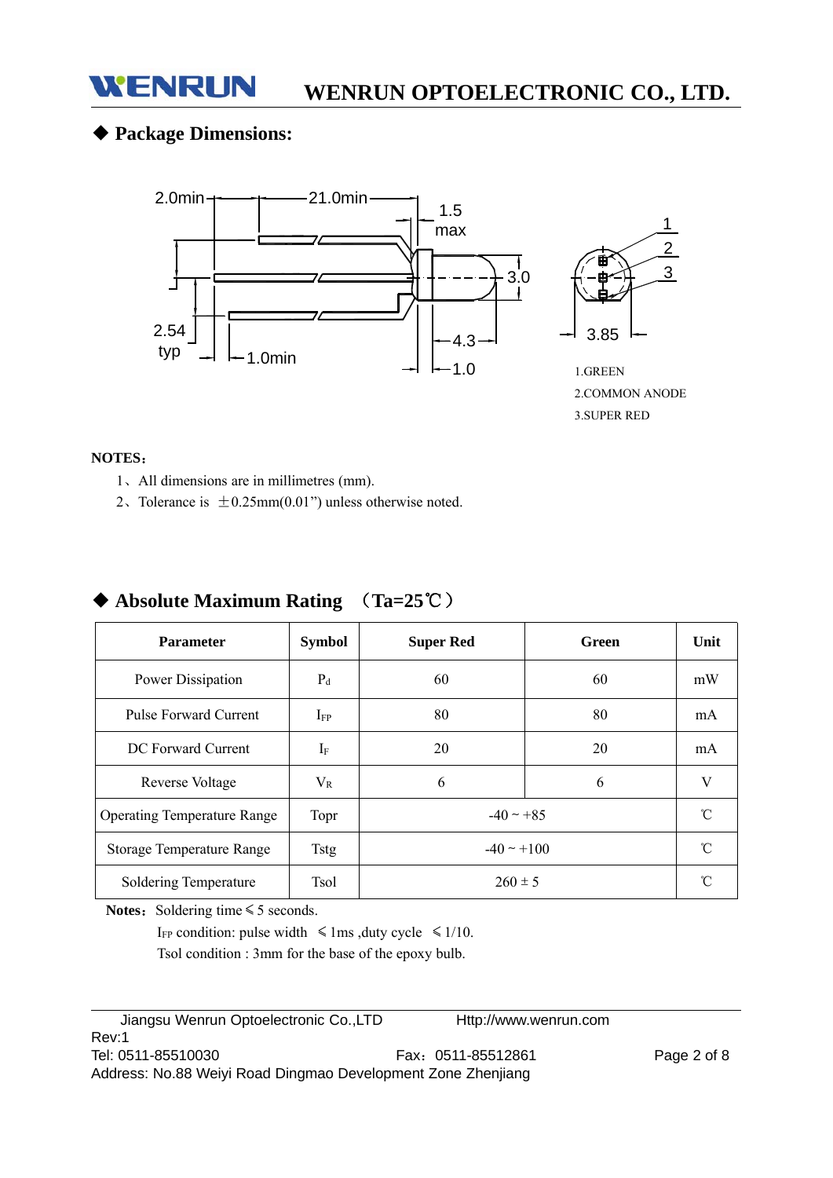## ◆ Package Dimensions:

1.GREEN
2.COMMON ANODE
3.SUPER RED

**NOTES：**

1、All dimensions are in millimetres (mm).
2、Tolerance is ±0.25mm(0.01”) unless otherwise noted.

## ◆ Absolute Maximum Rating （Ta=25℃）

| Parameter | Symbol | Super Red | Green | Unit |
|---|---|---|---|---|
| Power Dissipation | $P_d$ | 60 | 60 | mW |
| Pulse Forward Current | $I_{FP}$ | 80 | 80 | mA |
| DC Forward Current | $I_F$ | 20 | 20 | mA |
| Reverse Voltage | $V_R$ | 6 | 6 | V |
| Operating Temperature Range | Topr | -40 ~ +85 | | ℃ |
| Storage Temperature Range | Tstg | -40 ~ +100 | | ℃ |
| Soldering Temperature | Tsol | 260 ± 5 | | ℃ |

**Notes：** Soldering time ≤ 5 seconds.
$I_{FP}$ condition: pulse width ≤ 1ms ,duty cycle ≤ 1/10.
Tsol condition : 3mm for the base of the epoxy bulb.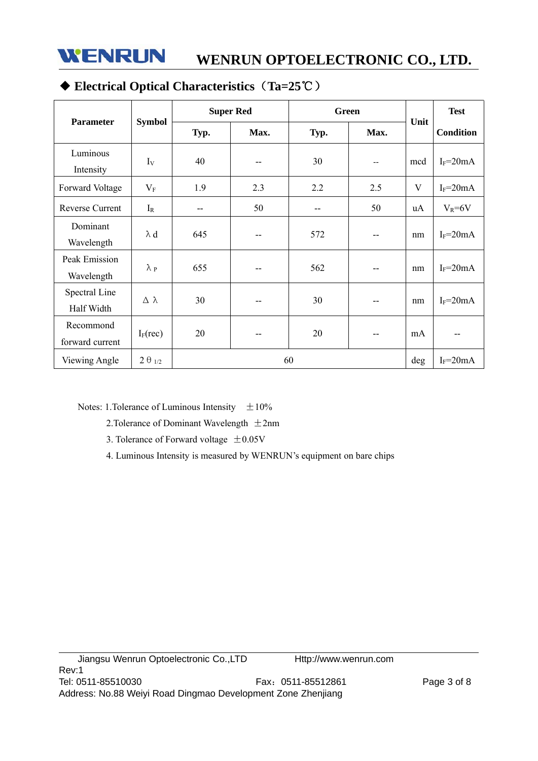## ◆ Electrical Optical Characteristics（Ta=25℃）

| Parameter | Symbol | Super Red | | Green | | Unit | Test Condition |
|---|---|---|---|---|---|---|---|
| | | Typ. | Max. | Typ. | Max. | | |
| Luminous Intensity | $I_V$ | 40 | -- | 30 | -- | mcd | $I_F$=20mA |
| Forward Voltage | $V_F$ | 1.9 | 2.3 | 2.2 | 2.5 | V | $I_F$=20mA |
| Reverse Current | $I_R$ | -- | 50 | -- | 50 | uA | $V_R$=6V |
| Dominant Wavelength | $\lambda d$ | 645 | -- | 572 | -- | nm | $I_F$=20mA |
| Peak Emission Wavelength | $\lambda_P$ | 655 | -- | 562 | -- | nm | $I_F$=20mA |
| Spectral Line Half Width | $\Delta\lambda$ | 30 | -- | 30 | -- | nm | $I_F$=20mA |
| Recommond forward current | $I_F$(rec) | 20 | -- | 20 | -- | mA | -- |
| Viewing Angle | $2\theta_{1/2}$ | 60 | | | | deg | $I_F$=20mA |

Notes: 1.Tolerance of Luminous Intensity ±10%

2.Tolerance of Dominant Wavelength ±2nm

3. Tolerance of Forward voltage ±0.05V

4. Luminous Intensity is measured by WENRUN's equipment on bare chips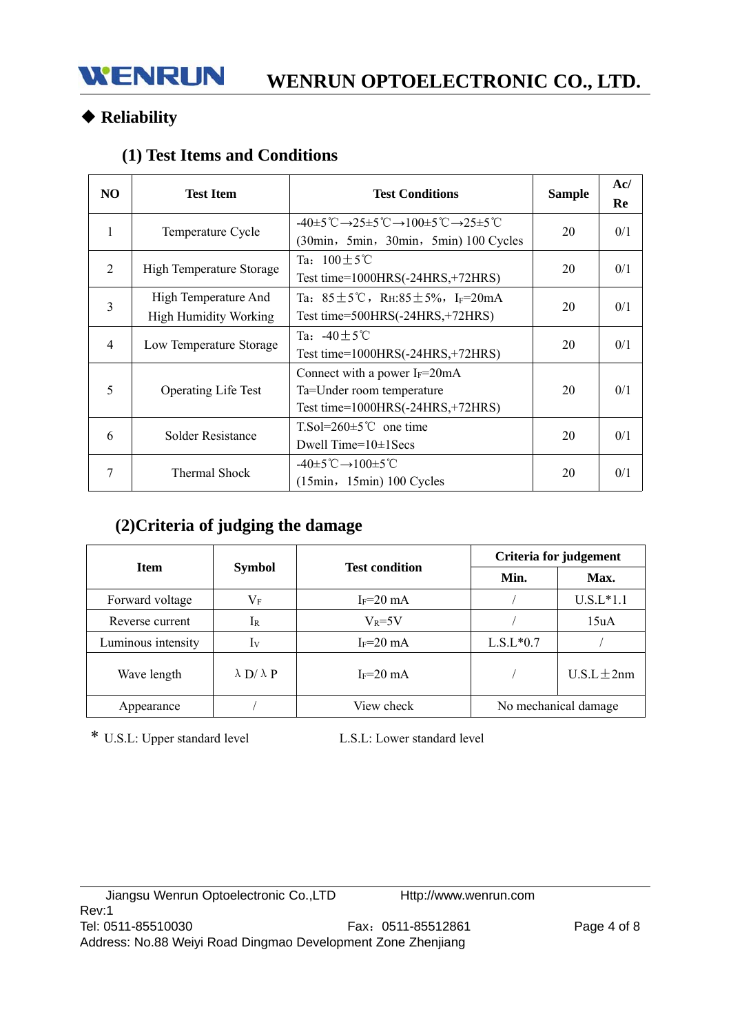## ◆ Reliability

### (1) Test Items and Conditions

| NO | Test Item | Test Conditions | Sample | Ac/ Re |
|---|---|---|---|---|
| 1 | Temperature Cycle | -40±5℃→25±5℃→100±5℃→25±5℃ (30min，5min，30min，5min) 100 Cycles | 20 | 0/1 |
| 2 | High Temperature Storage | Ta：100±5℃ Test time=1000HRS(-24HRS,+72HRS) | 20 | 0/1 |
| 3 | High Temperature And High Humidity Working | Ta：85±5℃，$R_H$:85±5%，$I_F$=20mA Test time=500HRS(-24HRS,+72HRS) | 20 | 0/1 |
| 4 | Low Temperature Storage | Ta：-40±5℃ Test time=1000HRS(-24HRS,+72HRS) | 20 | 0/1 |
| 5 | Operating Life Test | Connect with a power $I_F$=20mA Ta=Under room temperature Test time=1000HRS(-24HRS,+72HRS) | 20 | 0/1 |
| 6 | Solder Resistance | T.Sol=260±5℃ one time Dwell Time=10±1Secs | 20 | 0/1 |
| 7 | Thermal Shock | -40±5℃→100±5℃ (15min，15min) 100 Cycles | 20 | 0/1 |

### (2)Criteria of judging the damage

| Item | Symbol | Test condition | Criteria for judgement | |
|---|---|---|---|---|
| | | | Min. | Max. |
| Forward voltage | $V_F$ | $I_F$=20 mA | / | U.S.L*1.1 |
| Reverse current | $I_R$ | $V_R$=5V | / | 15uA |
| Luminous intensity | $I_V$ | $I_F$=20 mA | L.S.L*0.7 | / |
| Wave length | λD/λP | $I_F$=20 mA | / | U.S.L±2nm |
| Appearance | / | View check | No mechanical damage | |

* U.S.L: Upper standard level　　　　L.S.L: Lower standard level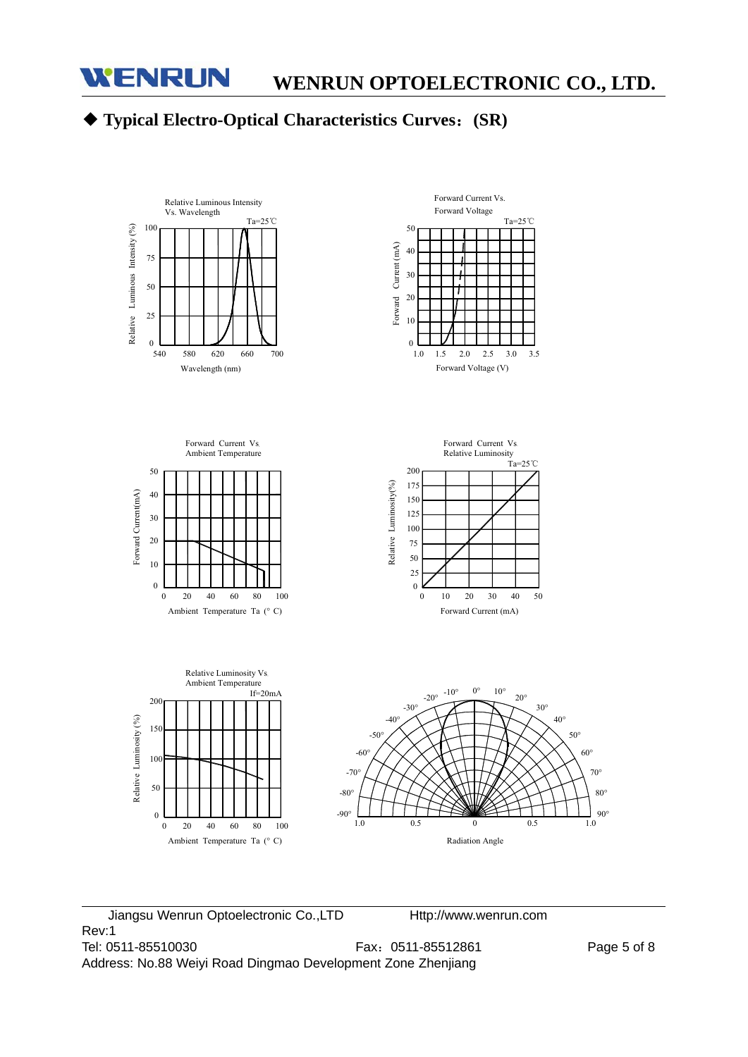## ◆ Typical Electro-Optical Characteristics Curves：(SR)

Relative Luminous Intensity Vs. Wavelength

Ta=25℃

Relative Luminous Intensity (%)

100, 75, 50, 25, 0

540, 580, 620, 660, 700

Wavelength (nm)

Forward Current Vs. Forward Voltage

Ta=25℃

Forward Current (mA)

50, 40, 30, 20, 10, 0

1.0, 1.5, 2.0, 2.5, 3.0, 3.5

Forward Voltage (V)

Forward Current Vs Ambient Temperature

Forward Current(mA)

50, 40, 30, 20, 10, 0

0, 20, 40, 60, 80, 100

Ambient Temperature Ta (° C)

Forward Current Vs Relative Luminosity

Ta=25℃

Relative Luminosity(%)

200, 175, 150, 125, 100, 75, 50, 25, 0

0, 10, 20, 30, 40, 50

Forward Current (mA)

Relative Luminosity Vs Ambient Temperature

If=20mA

Relative Luminosity (%)

200, 150, 100, 50, 0

0, 20, 40, 60, 80, 100

Ambient Temperature Ta (° C)

-90°, -80°, -70°, -60°, -50°, -40°, -30°, -20°, -10°, 0°, 10°, 20°, 30°, 40°, 50°, 60°, 70°, 80°, 90°

1.0, 0.5, 0, 0.5, 1.0

Radiation Angle

Jiangsu Wenrun Optoelectronic Co.,LTD Http://www.wenrun.com

Rev:1

Tel: 0511-85510030 Fax：0511-85512861

Address: No.88 Weiyi Road Dingmao Development Zone Zhenjiang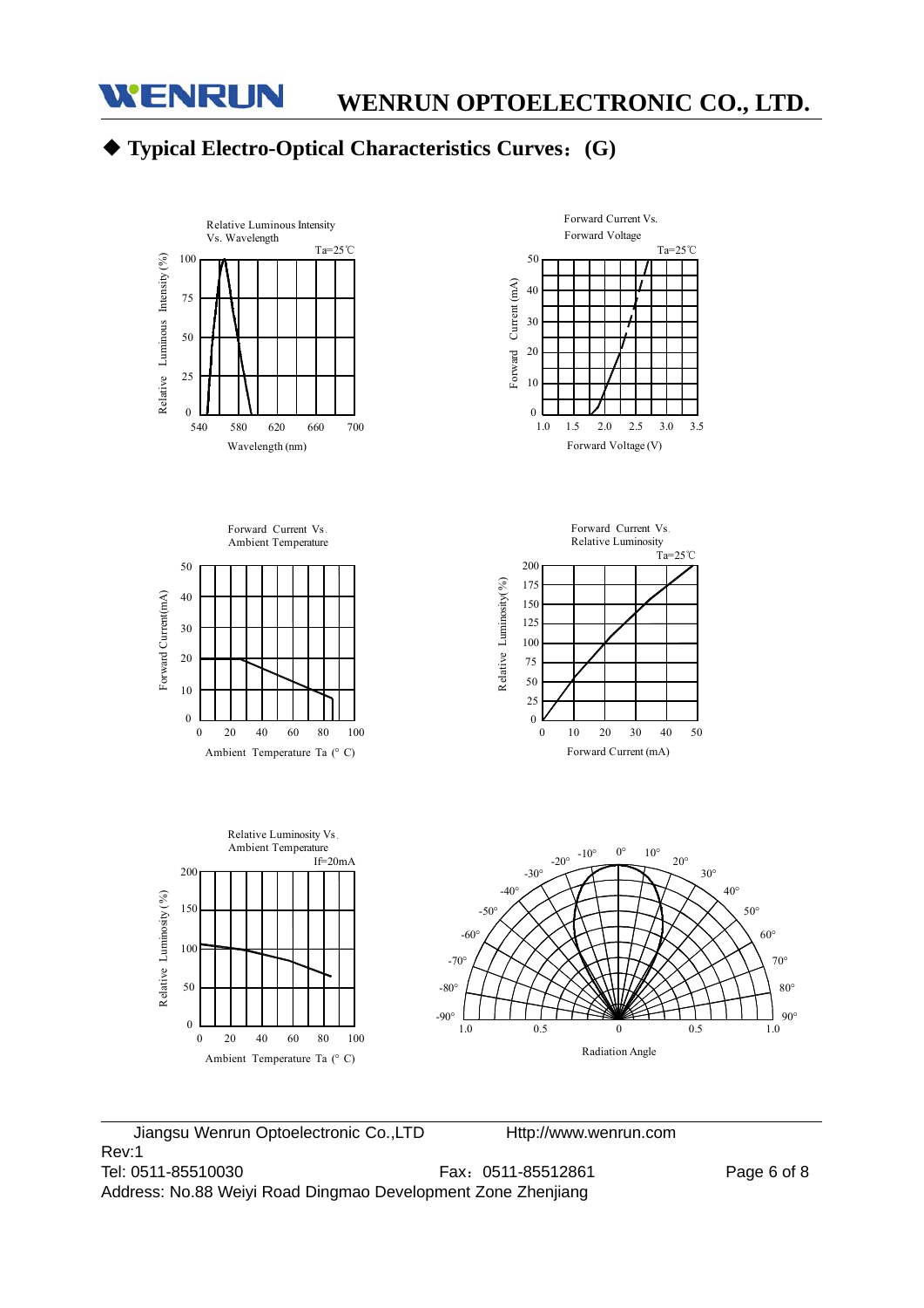## ◆ Typical Electro-Optical Characteristics Curves：(G)

Relative Luminous Intensity Vs. Wavelength

Ta=25℃

Relative Luminous Intensity (%)

100
75
50
25
0

540 580 620 660 700

Wavelength (nm)

Forward Current Vs. Forward Voltage

Ta=25℃

Forward Current (mA)

50
40
30
20
10
0

1.0 1.5 2.0 2.5 3.0 3.5

Forward Voltage (V)

Forward Current Vs. Ambient Temperature

Forward Current(mA)

50
40
30
20
10
0

0 20 40 60 80 100

Ambient Temperature Ta (° C)

Forward Current Vs. Relative Luminosity

Ta=25℃

Relative Luminosity(%)

200
175
150
125
100
75
50
25
0

0 10 20 30 40 50

Forward Current (mA)

Relative Luminosity Vs. Ambient Temperature

If=20mA

Relative Luminosity (%)

200
150
100
50
0

0 20 40 60 80 100

Ambient Temperature Ta (° C)

-10° 0° 10° -20° 20° -30° 30° -40° 40° -50° 50° -60° 60° -70° 70° -80° 80° -90° 90°

1.0 0.5 0 0.5 1.0

Radiation Angle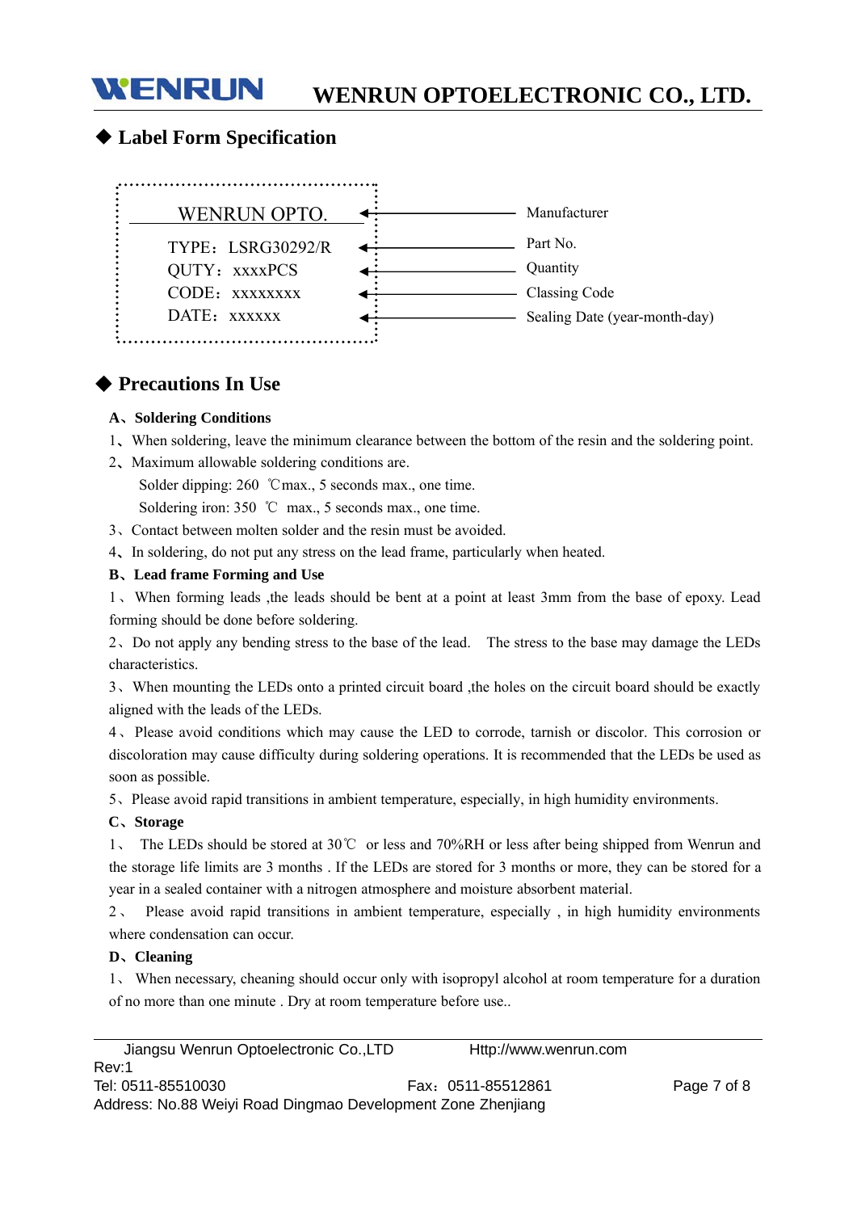## ◆ Label Form Specification

| Label | | Description |
|---|---|---|
| WENRUN OPTO. | ← | Manufacturer |
| TYPE：LSRG30292/R | ← | Part No. |
| QUTY：xxxxPCS | ← | Quantity |
| CODE：xxxxxxxx | ← | Classing Code |
| DATE：xxxxxx | ← | Sealing Date (year-month-day) |

## ◆ Precautions In Use

**A、Soldering Conditions**

1、When soldering, leave the minimum clearance between the bottom of the resin and the soldering point.

2、Maximum allowable soldering conditions are.

Solder dipping: 260 ℃max., 5 seconds max., one time.

Soldering iron: 350 ℃ max., 5 seconds max., one time.

3、Contact between molten solder and the resin must be avoided.

4、In soldering, do not put any stress on the lead frame, particularly when heated.

**B、Lead frame Forming and Use**

1、When forming leads ,the leads should be bent at a point at least 3mm from the base of epoxy. Lead forming should be done before soldering.

2、Do not apply any bending stress to the base of the lead. The stress to the base may damage the LEDs characteristics.

3、When mounting the LEDs onto a printed circuit board ,the holes on the circuit board should be exactly aligned with the leads of the LEDs.

4、Please avoid conditions which may cause the LED to corrode, tarnish or discolor. This corrosion or discoloration may cause difficulty during soldering operations. It is recommended that the LEDs be used as soon as possible.

5、Please avoid rapid transitions in ambient temperature, especially, in high humidity environments.

**C、Storage**

1、 The LEDs should be stored at 30℃ or less and 70%RH or less after being shipped from Wenrun and the storage life limits are 3 months . If the LEDs are stored for 3 months or more, they can be stored for a year in a sealed container with a nitrogen atmosphere and moisture absorbent material.

2、 Please avoid rapid transitions in ambient temperature, especially , in high humidity environments where condensation can occur.

**D、Cleaning**

1、 When necessary, cheaning should occur only with isopropyl alcohol at room temperature for a duration of no more than one minute . Dry at room temperature before use..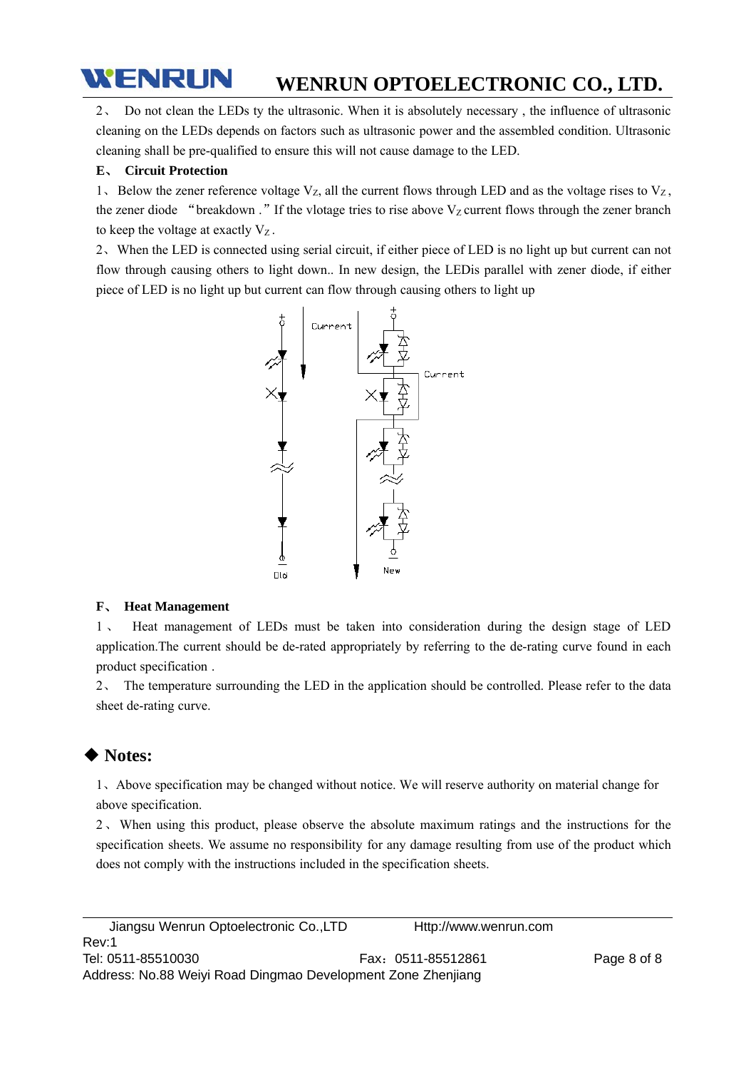2、 Do not clean the LEDs ty the ultrasonic. When it is absolutely necessary , the influence of ultrasonic cleaning on the LEDs depends on factors such as ultrasonic power and the assembled condition. Ultrasonic cleaning shall be pre-qualified to ensure this will not cause damage to the LED.

**E、 Circuit Protection**

1、 Below the zener reference voltage $V_Z$, all the current flows through LED and as the voltage rises to $V_Z$, the zener diode "breakdown ." If the vlotage tries to rise above $V_Z$ current flows through the zener branch to keep the voltage at exactly $V_Z$ .

2、When the LED is connected using serial circuit, if either piece of LED is no light up but current can not flow through causing others to light down.. In new design, the LEDis parallel with zener diode, if either piece of LED is no light up but current can flow through causing others to light up

Current

Current

Old

New

**F、 Heat Management**

1、 Heat management of LEDs must be taken into consideration during the design stage of LED application.The current should be de-rated appropriately by referring to the de-rating curve found in each product specification .

2、 The temperature surrounding the LED in the application should be controlled. Please refer to the data sheet de-rating curve.

## ◆ Notes:

1、Above specification may be changed without notice. We will reserve authority on material change for above specification.

2、When using this product, please observe the absolute maximum ratings and the instructions for the specification sheets. We assume no responsibility for any damage resulting from use of the product which does not comply with the instructions included in the specification sheets.